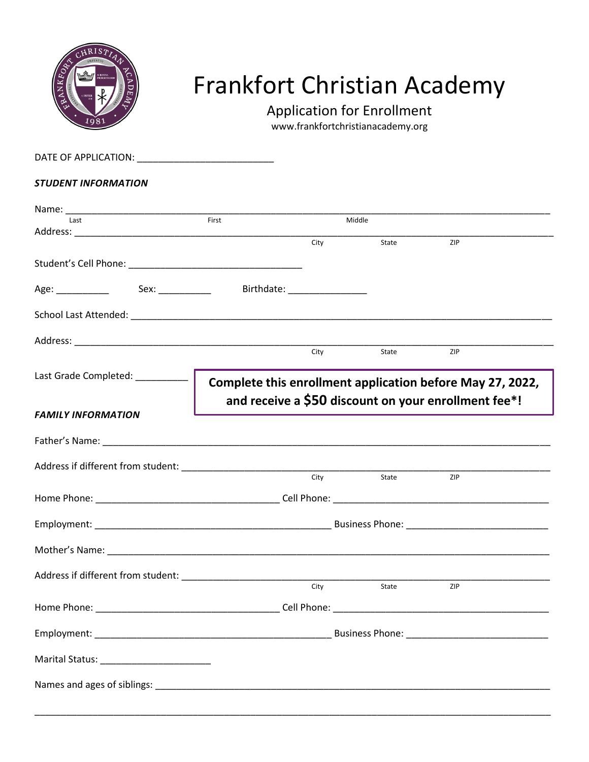# Frankfort Christian Academy

## Application for Enrollment

www.frankfortchristianacademy.org

DATE OF APPLICATION: ___________________________

***STUDENT INFORMATION***

Name: ______________________________________________________________________________
Last First Middle

Address: ____________________________________________________________________________
City State ZIP

Student's Cell Phone: ___________________________________

Age: __________ Sex: __________ Birthdate: _______________

School Last Attended: _________________________________________________________________

Address: ____________________________________________________________________________
City State ZIP

Last Grade Completed: __________

**Complete this enrollment application before May 27, 2022, and receive a $50 discount on your enrollment fee*!**

***FAMILY INFORMATION***

Father's Name: _______________________________________________________________________

Address if different from student: _______________________________________________________
City State ZIP

Home Phone: ___________________________________ Cell Phone: __________________________________________

Employment: _______________________________________________ Business Phone: ____________________________

Mother's Name: _______________________________________________________________________

Address if different from student: _______________________________________________________
City State ZIP

Home Phone: ___________________________________ Cell Phone: __________________________________________

Employment: _______________________________________________ Business Phone: ____________________________

Marital Status: ______________________

Names and ages of siblings: ______________________________________________________________

_____________________________________________________________________________________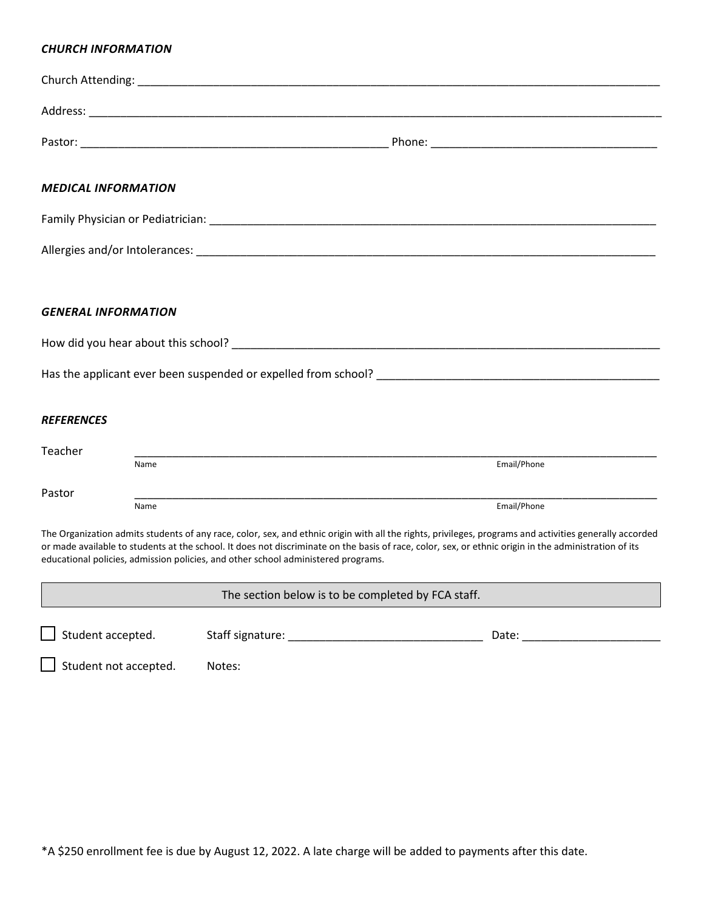***CHURCH INFORMATION***

Church Attending: ______________________________________________________________________________

Address: ____________________________________________________________________________________

Pastor: ______________________________________________ Phone: __________________________________

***MEDICAL INFORMATION***

Family Physician or Pediatrician: ____________________________________________________________________

Allergies and/or Intolerances: ______________________________________________________________________

***GENERAL INFORMATION***

How did you hear about this school? __________________________________________________________________

Has the applicant ever been suspended or expelled from school? ___________________________________________

***REFERENCES***

Teacher ______________________________________________________________________________
Name                                                                                                    Email/Phone

Pastor ______________________________________________________________________________
Name                                                                                                    Email/Phone

The Organization admits students of any race, color, sex, and ethnic origin with all the rights, privileges, programs and activities generally accorded or made available to students at the school. It does not discriminate on the basis of race, color, sex, or ethnic origin in the administration of its educational policies, admission policies, and other school administered programs.

The section below is to be completed by FCA staff.

☐ Student accepted.     Staff signature: ______________________________ Date: ____________________

☐ Student not accepted.     Notes:

*A $250 enrollment fee is due by August 12, 2022. A late charge will be added to payments after this date.